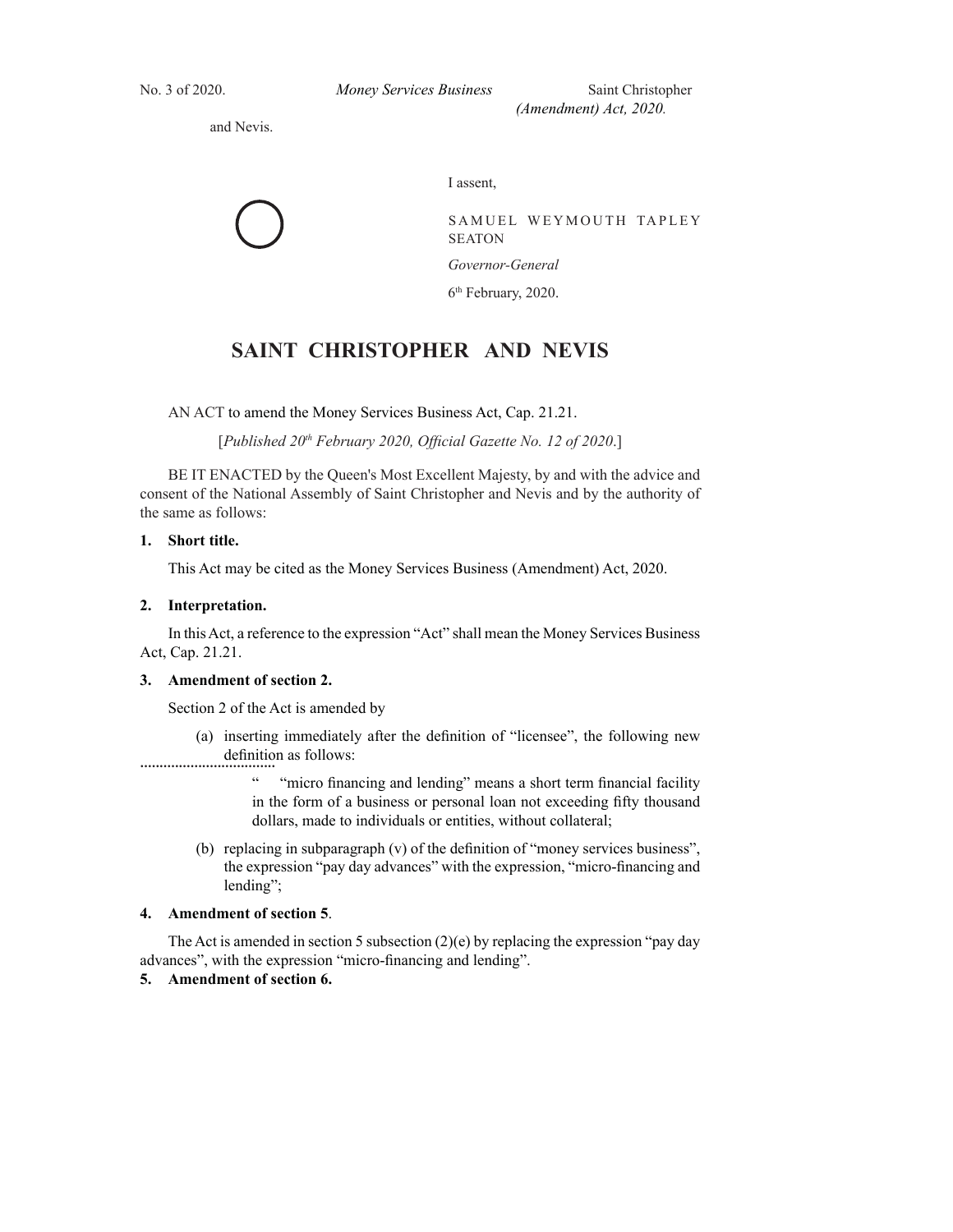No. 3 of 2020. *Money Services Business (Amendment) Act, 2020.* Saint Christopher and Nevis.

I assent,

SAMUEL WEYMOUTH TAPLEY SEATON

*Governor-General*

6th February, 2020.

# SAINT CHRISTOPHER AND NEVIS

AN ACT to amend the Money Services Business Act, Cap. 21.21.

[*Published 20th February 2020, Official Gazette No. 12 of 2020*.]

BE IT ENACTED by the Queen's Most Excellent Majesty, by and with the advice and consent of the National Assembly of Saint Christopher and Nevis and by the authority of the same as follows:

**1. Short title.**

This Act may be cited as the Money Services Business (Amendment) Act, 2020.

**2. Interpretation.**

In this Act, a reference to the expression "Act" shall mean the Money Services Business Act, Cap. 21.21.

**3. Amendment of section 2.**

Section 2 of the Act is amended by

(a) inserting immediately after the definition of "licensee", the following new definition as follows:

" "micro financing and lending" means a short term financial facility in the form of a business or personal loan not exceeding fifty thousand dollars, made to individuals or entities, without collateral;

(b) replacing in subparagraph (v) of the definition of "money services business", the expression "pay day advances" with the expression, "micro-financing and lending";

**4. Amendment of section 5.**

The Act is amended in section 5 subsection (2)(e) by replacing the expression "pay day advances", with the expression "micro-financing and lending".

**5. Amendment of section 6.**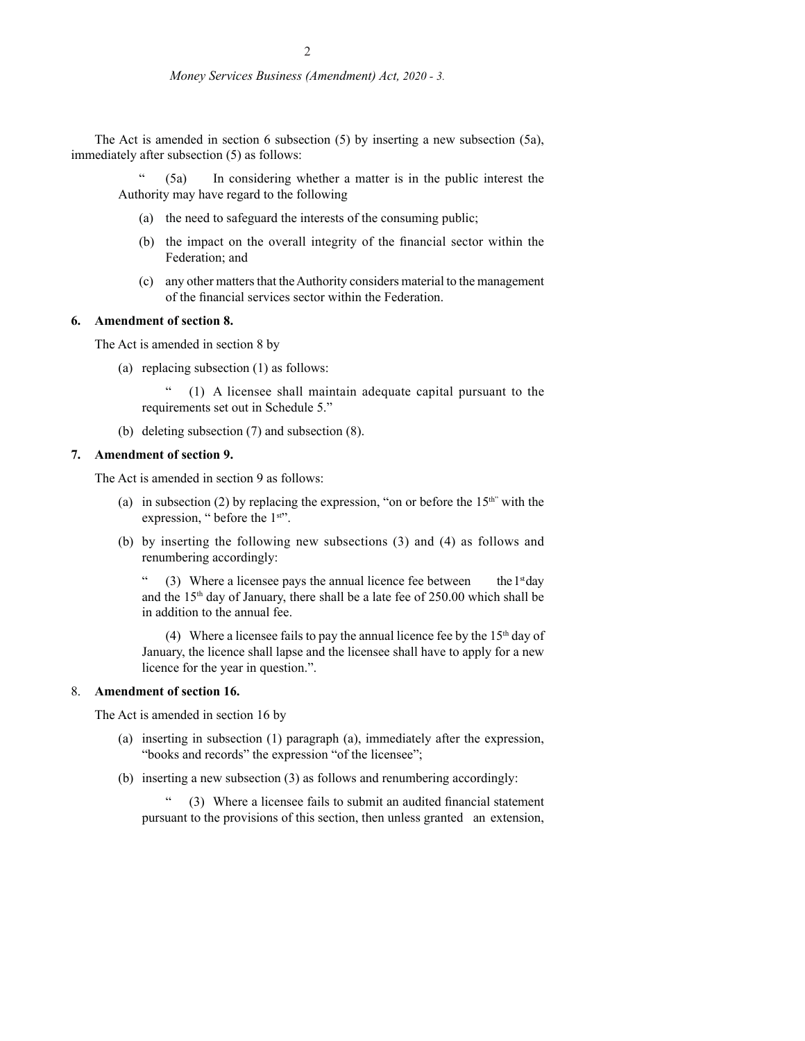The Act is amended in section 6 subsection (5) by inserting a new subsection (5a), immediately after subsection (5) as follows:

> " (5a) In considering whether a matter is in the public interest the Authority may have regard to the following
>
> (a) the need to safeguard the interests of the consuming public;
>
> (b) the impact on the overall integrity of the financial sector within the Federation; and
>
> (c) any other matters that the Authority considers material to the management of the financial services sector within the Federation.

**6. Amendment of section 8.**

The Act is amended in section 8 by

(a) replacing subsection (1) as follows:

> " (1) A licensee shall maintain adequate capital pursuant to the requirements set out in Schedule 5."

(b) deleting subsection (7) and subsection (8).

**7. Amendment of section 9.**

The Act is amended in section 9 as follows:

(a) in subsection (2) by replacing the expression, "on or before the 15th" with the expression, " before the 1st".

(b) by inserting the following new subsections (3) and (4) as follows and renumbering accordingly:

> " (3) Where a licensee pays the annual licence fee between the 1st day and the 15th day of January, there shall be a late fee of 250.00 which shall be in addition to the annual fee.
>
> (4) Where a licensee fails to pay the annual licence fee by the 15th day of January, the licence shall lapse and the licensee shall have to apply for a new licence for the year in question.".

8. **Amendment of section 16.**

The Act is amended in section 16 by

(a) inserting in subsection (1) paragraph (a), immediately after the expression, "books and records" the expression "of the licensee";

(b) inserting a new subsection (3) as follows and renumbering accordingly:

> " (3) Where a licensee fails to submit an audited financial statement pursuant to the provisions of this section, then unless granted an extension,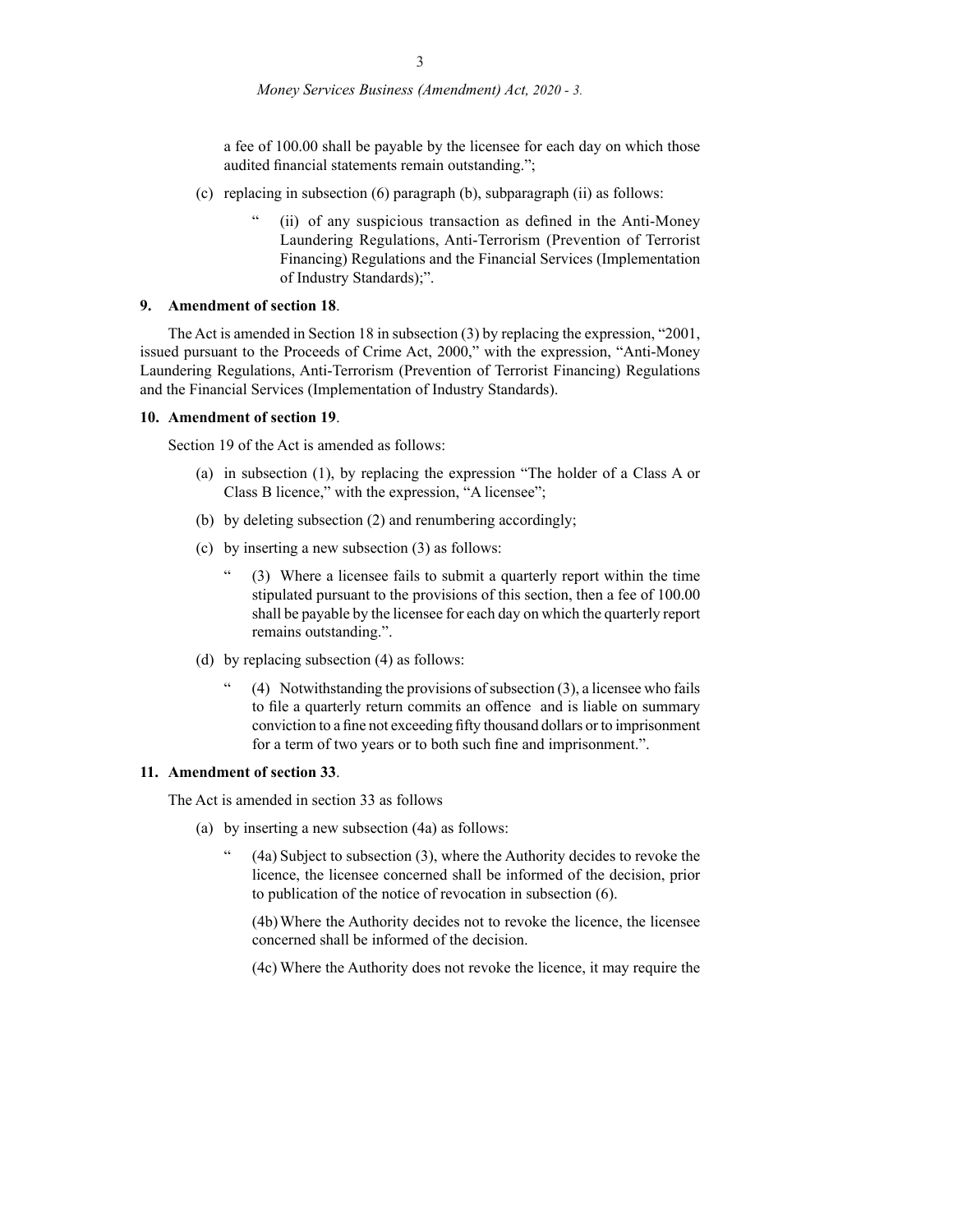a fee of 100.00 shall be payable by the licensee for each day on which those audited financial statements remain outstanding.";

(c) replacing in subsection (6) paragraph (b), subparagraph (ii) as follows:

" (ii) of any suspicious transaction as defined in the Anti-Money Laundering Regulations, Anti-Terrorism (Prevention of Terrorist Financing) Regulations and the Financial Services (Implementation of Industry Standards);".

**9. Amendment of section 18**.

The Act is amended in Section 18 in subsection (3) by replacing the expression, "2001, issued pursuant to the Proceeds of Crime Act, 2000," with the expression, "Anti-Money Laundering Regulations, Anti-Terrorism (Prevention of Terrorist Financing) Regulations and the Financial Services (Implementation of Industry Standards).

**10. Amendment of section 19**.

Section 19 of the Act is amended as follows:

(a) in subsection (1), by replacing the expression "The holder of a Class A or Class B licence," with the expression, "A licensee";

(b) by deleting subsection (2) and renumbering accordingly;

(c) by inserting a new subsection (3) as follows:

" (3) Where a licensee fails to submit a quarterly report within the time stipulated pursuant to the provisions of this section, then a fee of 100.00 shall be payable by the licensee for each day on which the quarterly report remains outstanding.".

(d) by replacing subsection (4) as follows:

" (4) Notwithstanding the provisions of subsection (3), a licensee who fails to file a quarterly return commits an offence and is liable on summary conviction to a fine not exceeding fifty thousand dollars or to imprisonment for a term of two years or to both such fine and imprisonment.".

**11. Amendment of section 33**.

The Act is amended in section 33 as follows

(a) by inserting a new subsection (4a) as follows:

" (4a) Subject to subsection (3), where the Authority decides to revoke the licence, the licensee concerned shall be informed of the decision, prior to publication of the notice of revocation in subsection (6).

(4b) Where the Authority decides not to revoke the licence, the licensee concerned shall be informed of the decision.

(4c) Where the Authority does not revoke the licence, it may require the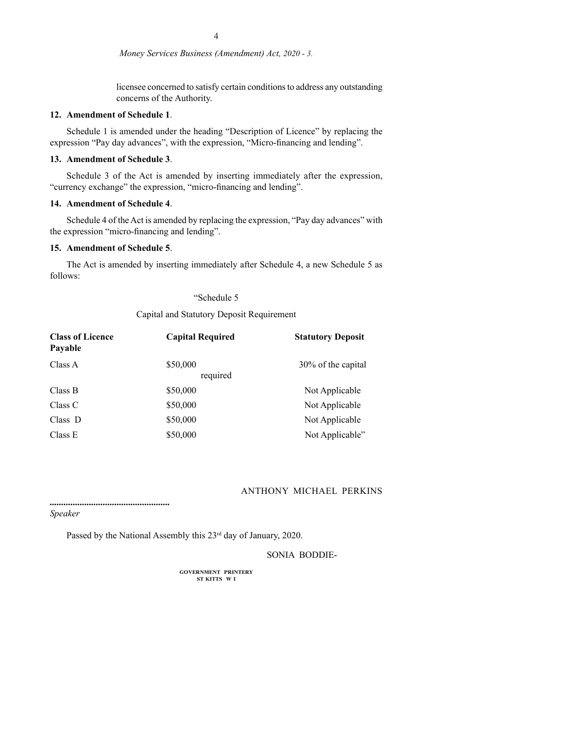licensee concerned to satisfy certain conditions to address any outstanding concerns of the Authority.

**12. Amendment of Schedule 1**.

Schedule 1 is amended under the heading "Description of Licence" by replacing the expression "Pay day advances", with the expression, "Micro-financing and lending".

**13. Amendment of Schedule 3**.

Schedule 3 of the Act is amended by inserting immediately after the expression, "currency exchange" the expression, "micro-financing and lending".

**14. Amendment of Schedule 4**.

Schedule 4 of the Act is amended by replacing the expression, "Pay day advances" with the expression "micro-financing and lending".

**15. Amendment of Schedule 5**.

The Act is amended by inserting immediately after Schedule 4, a new Schedule 5 as follows:

"Schedule 5

Capital and Statutory Deposit Requirement

| **Class of Licence Payable** | **Capital Required** | **Statutory Deposit** |
|---|---|---|
| Class A | $50,000 | 30% of the capital required |
| Class B | $50,000 | Not Applicable |
| Class C | $50,000 | Not Applicable |
| Class D | $50,000 | Not Applicable |
| Class E | $50,000 | Not Applicable" |

ANTHONY MICHAEL PERKINS

.....................................................
*Speaker*

Passed by the National Assembly this 23rd day of January, 2020.

SONIA BODDIE-

GOVERNMENT PRINTERY
ST KITTS W I